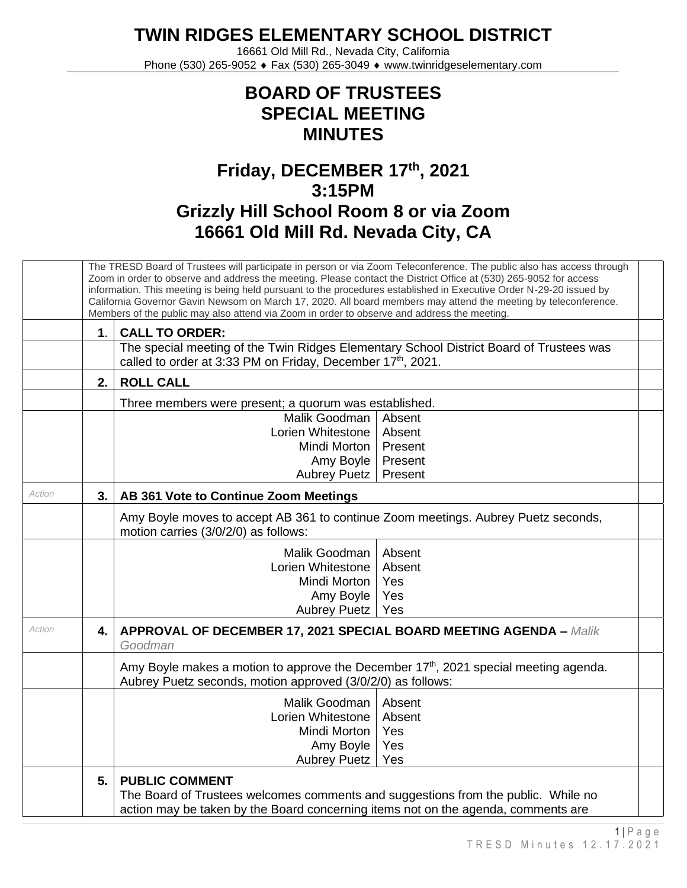# TWIN RIDGES ELEMENTARY SCHOOL DISTRICT

16661 Old Mill Rd., Nevada City, California
Phone (530) 265-9052 ♦ Fax (530) 265-3049 ♦ www.twinridgeselementary.com

## BOARD OF TRUSTEES
## SPECIAL MEETING
## MINUTES

## Friday, DECEMBER 17th, 2021
## 3:15PM
## Grizzly Hill School Room 8 or via Zoom
## 16661 Old Mill Rd. Nevada City, CA

The TRESD Board of Trustees will participate in person or via Zoom Teleconference. The public also has access through Zoom in order to observe and address the meeting. Please contact the District Office at (530) 265-9052 for access information. This meeting is being held pursuant to the procedures established in Executive Order N-29-20 issued by California Governor Gavin Newsom on March 17, 2020. All board members may attend the meeting by teleconference. Members of the public may also attend via Zoom in order to observe and address the meeting.

**1. CALL TO ORDER:**

The special meeting of the Twin Ridges Elementary School District Board of Trustees was called to order at 3:33 PM on Friday, December 17th, 2021.

**2. ROLL CALL**

Three members were present; a quorum was established.

| | |
|---|---|
| Malik Goodman | Absent |
| Lorien Whitestone | Absent |
| Mindi Morton | Present |
| Amy Boyle | Present |
| Aubrey Puetz | Present |

*Action* **3. AB 361 Vote to Continue Zoom Meetings**

Amy Boyle moves to accept AB 361 to continue Zoom meetings. Aubrey Puetz seconds, motion carries (3/0/2/0) as follows:

| | |
|---|---|
| Malik Goodman | Absent |
| Lorien Whitestone | Absent |
| Mindi Morton | Yes |
| Amy Boyle | Yes |
| Aubrey Puetz | Yes |

*Action* **4. APPROVAL OF DECEMBER 17, 2021 SPECIAL BOARD MEETING AGENDA –** *Malik Goodman*

Amy Boyle makes a motion to approve the December 17th, 2021 special meeting agenda. Aubrey Puetz seconds, motion approved (3/0/2/0) as follows:

| | |
|---|---|
| Malik Goodman | Absent |
| Lorien Whitestone | Absent |
| Mindi Morton | Yes |
| Amy Boyle | Yes |
| Aubrey Puetz | Yes |

**5. PUBLIC COMMENT**

The Board of Trustees welcomes comments and suggestions from the public. While no action may be taken by the Board concerning items not on the agenda, comments are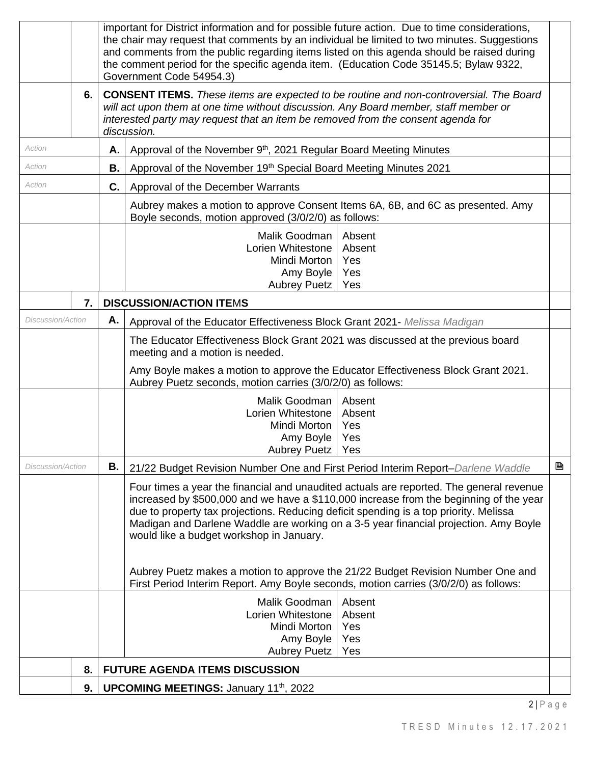important for District information and for possible future action. Due to time considerations, the chair may request that comments by an individual be limited to two minutes. Suggestions and comments from the public regarding items listed on this agenda should be raised during the comment period for the specific agenda item. (Education Code 35145.5; Bylaw 9322, Government Code 54954.3)

**6. CONSENT ITEMS.** *These items are expected to be routine and non-controversial. The Board will act upon them at one time without discussion. Any Board member, staff member or interested party may request that an item be removed from the consent agenda for discussion.*

*Action* **A.** Approval of the November 9th, 2021 Regular Board Meeting Minutes

*Action* **B.** Approval of the November 19th Special Board Meeting Minutes 2021

*Action* **C.** Approval of the December Warrants

Aubrey makes a motion to approve Consent Items 6A, 6B, and 6C as presented. Amy Boyle seconds, motion approved (3/0/2/0) as follows:

| | |
|---|---|
| Malik Goodman | Absent |
| Lorien Whitestone | Absent |
| Mindi Morton | Yes |
| Amy Boyle | Yes |
| Aubrey Puetz | Yes |

**7. DISCUSSION/ACTION ITEMS**

*Discussion/Action* **A.** Approval of the Educator Effectiveness Block Grant 2021- *Melissa Madigan*

The Educator Effectiveness Block Grant 2021 was discussed at the previous board meeting and a motion is needed.

Amy Boyle makes a motion to approve the Educator Effectiveness Block Grant 2021. Aubrey Puetz seconds, motion carries (3/0/2/0) as follows:

| | |
|---|---|
| Malik Goodman | Absent |
| Lorien Whitestone | Absent |
| Mindi Morton | Yes |
| Amy Boyle | Yes |
| Aubrey Puetz | Yes |

*Discussion/Action* **B.** 21/22 Budget Revision Number One and First Period Interim Report–*Darlene Waddle*

Four times a year the financial and unaudited actuals are reported. The general revenue increased by $500,000 and we have a $110,000 increase from the beginning of the year due to property tax projections. Reducing deficit spending is a top priority. Melissa Madigan and Darlene Waddle are working on a 3-5 year financial projection. Amy Boyle would like a budget workshop in January.

Aubrey Puetz makes a motion to approve the 21/22 Budget Revision Number One and First Period Interim Report. Amy Boyle seconds, motion carries (3/0/2/0) as follows:

| | |
|---|---|
| Malik Goodman | Absent |
| Lorien Whitestone | Absent |
| Mindi Morton | Yes |
| Amy Boyle | Yes |
| Aubrey Puetz | Yes |

**8. FUTURE AGENDA ITEMS DISCUSSION**

**9. UPCOMING MEETINGS:** January 11th, 2022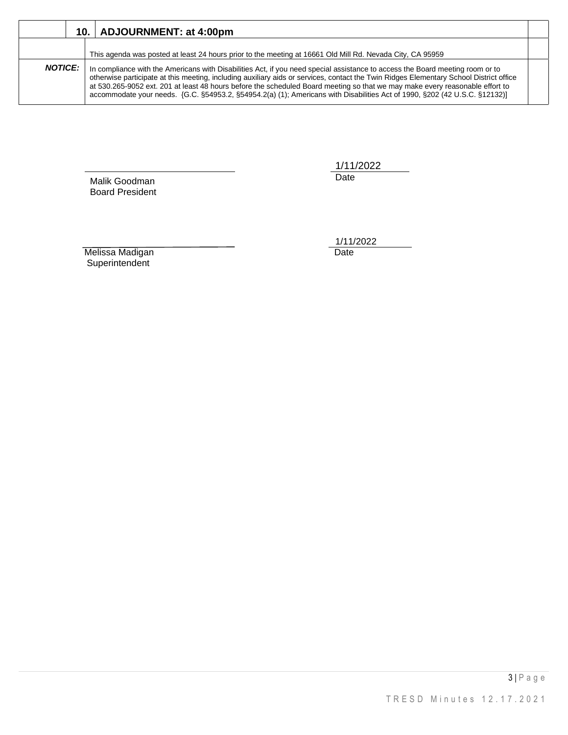| | | |
|---|---|---|
| **10.** | **ADJOURNMENT: at 4:00pm** | |
| | This agenda was posted at least 24 hours prior to the meeting at 16661 Old Mill Rd. Nevada City, CA 95959 | |
| ***NOTICE:*** | In compliance with the Americans with Disabilities Act, if you need special assistance to access the Board meeting room or to otherwise participate at this meeting, including auxiliary aids or services, contact the Twin Ridges Elementary School District office at 530.265-9052 ext. 201 at least 48 hours before the scheduled Board meeting so that we may make every reasonable effort to accommodate your needs. {G.C. §54953.2, §54954.2(a) (1); Americans with Disabilities Act of 1990, §202 (42 U.S.C. §12132)] | |

Malik Goodman
Board President

1/11/2022
Date

Melissa Madigan
Superintendent

1/11/2022
Date